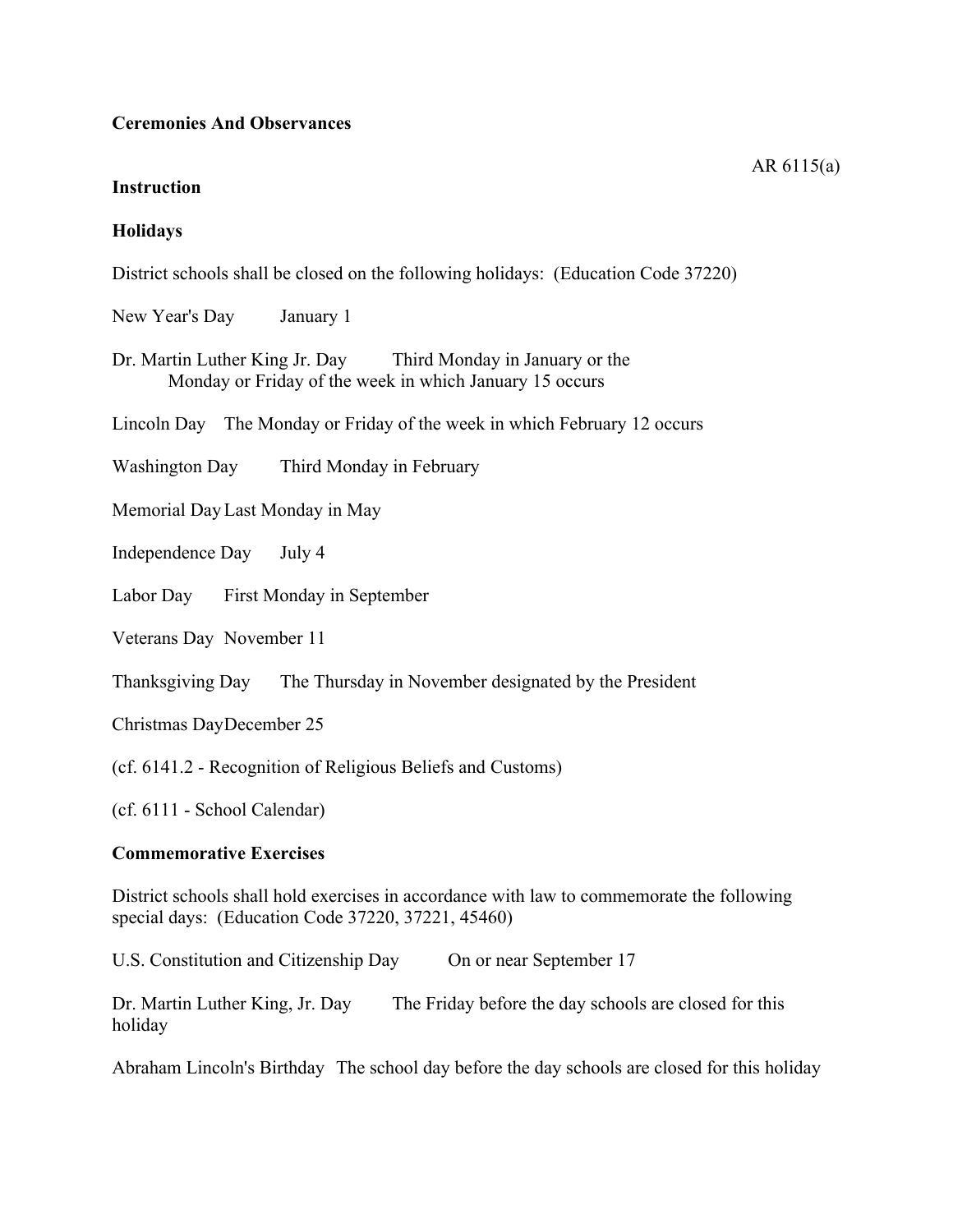**Ceremonies And Observances**

AR 6115(a)

**Instruction**

**Holidays**

District schools shall be closed on the following holidays: (Education Code 37220)

New Year's Day January 1

Dr. Martin Luther King Jr. Day Third Monday in January or the Monday or Friday of the week in which January 15 occurs

Lincoln Day The Monday or Friday of the week in which February 12 occurs

Washington Day Third Monday in February

Memorial Day Last Monday in May

Independence Day July 4

Labor Day First Monday in September

Veterans Day November 11

Thanksgiving Day The Thursday in November designated by the President

Christmas Day December 25

(cf. 6141.2 - Recognition of Religious Beliefs and Customs)

(cf. 6111 - School Calendar)

**Commemorative Exercises**

District schools shall hold exercises in accordance with law to commemorate the following special days: (Education Code 37220, 37221, 45460)

U.S. Constitution and Citizenship Day On or near September 17

Dr. Martin Luther King, Jr. Day The Friday before the day schools are closed for this holiday

Abraham Lincoln's Birthday The school day before the day schools are closed for this holiday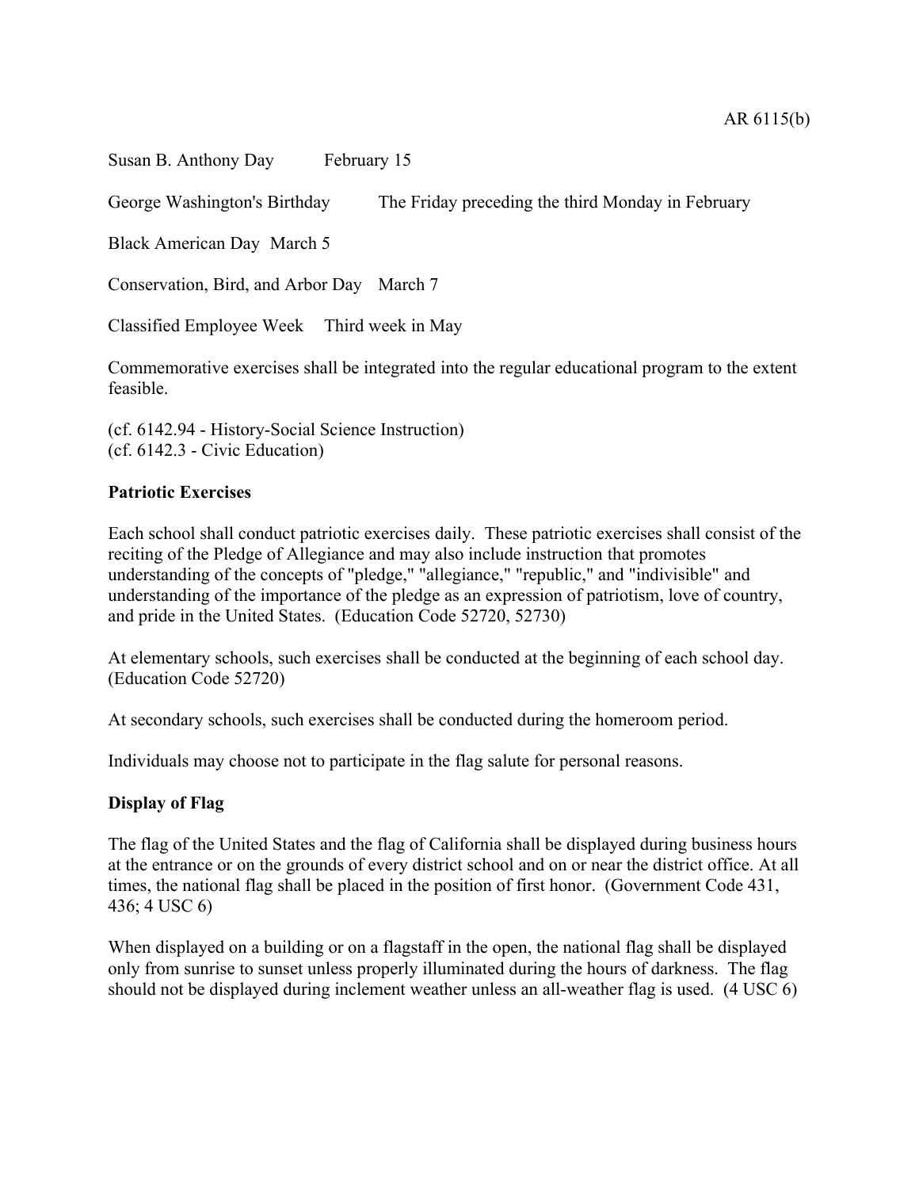Susan B. Anthony Day February 15

George Washington's Birthday The Friday preceding the third Monday in February

Black American Day March 5

Conservation, Bird, and Arbor Day March 7

Classified Employee Week Third week in May

Commemorative exercises shall be integrated into the regular educational program to the extent feasible.

(cf. 6142.94 - History-Social Science Instruction)
(cf. 6142.3 - Civic Education)

**Patriotic Exercises**

Each school shall conduct patriotic exercises daily. These patriotic exercises shall consist of the reciting of the Pledge of Allegiance and may also include instruction that promotes understanding of the concepts of "pledge," "allegiance," "republic," and "indivisible" and understanding of the importance of the pledge as an expression of patriotism, love of country, and pride in the United States. (Education Code 52720, 52730)

At elementary schools, such exercises shall be conducted at the beginning of each school day. (Education Code 52720)

At secondary schools, such exercises shall be conducted during the homeroom period.

Individuals may choose not to participate in the flag salute for personal reasons.

**Display of Flag**

The flag of the United States and the flag of California shall be displayed during business hours at the entrance or on the grounds of every district school and on or near the district office. At all times, the national flag shall be placed in the position of first honor. (Government Code 431, 436; 4 USC 6)

When displayed on a building or on a flagstaff in the open, the national flag shall be displayed only from sunrise to sunset unless properly illuminated during the hours of darkness. The flag should not be displayed during inclement weather unless an all-weather flag is used. (4 USC 6)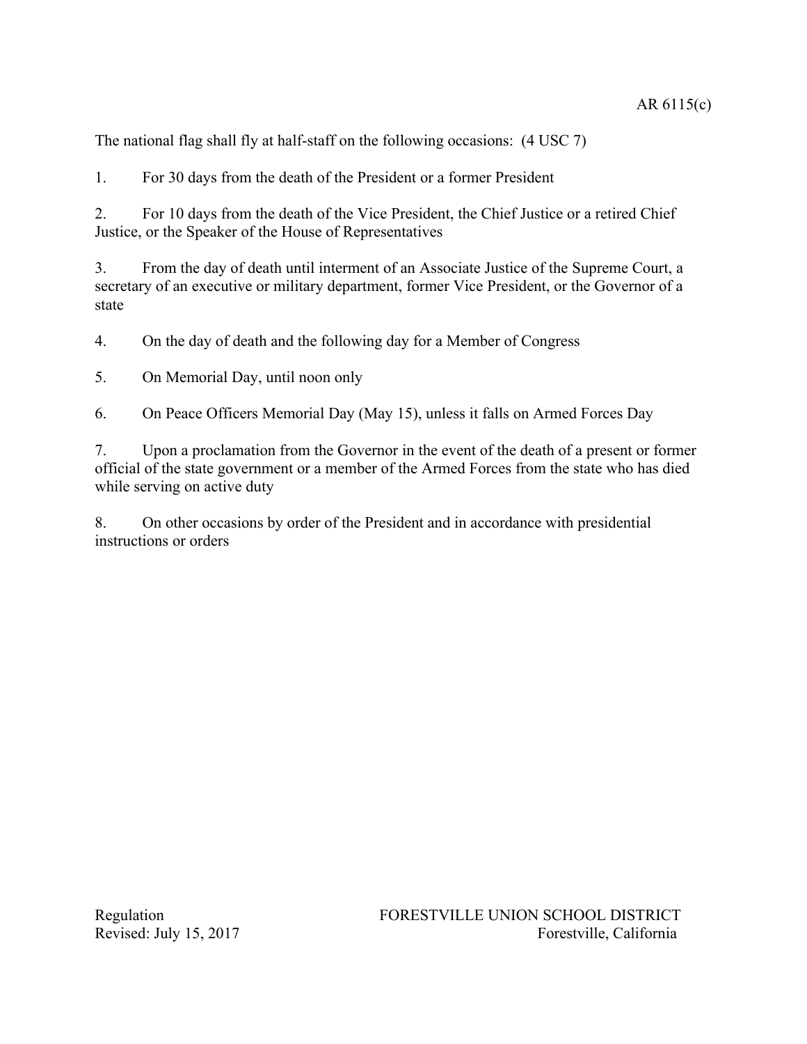The national flag shall fly at half-staff on the following occasions: (4 USC 7)

1. For 30 days from the death of the President or a former President

2. For 10 days from the death of the Vice President, the Chief Justice or a retired Chief Justice, or the Speaker of the House of Representatives

3. From the day of death until interment of an Associate Justice of the Supreme Court, a secretary of an executive or military department, former Vice President, or the Governor of a state

4. On the day of death and the following day for a Member of Congress

5. On Memorial Day, until noon only

6. On Peace Officers Memorial Day (May 15), unless it falls on Armed Forces Day

7. Upon a proclamation from the Governor in the event of the death of a present or former official of the state government or a member of the Armed Forces from the state who has died while serving on active duty

8. On other occasions by order of the President and in accordance with presidential instructions or orders

Regulation
Revised: July 15, 2017

FORESTVILLE UNION SCHOOL DISTRICT
Forestville, California